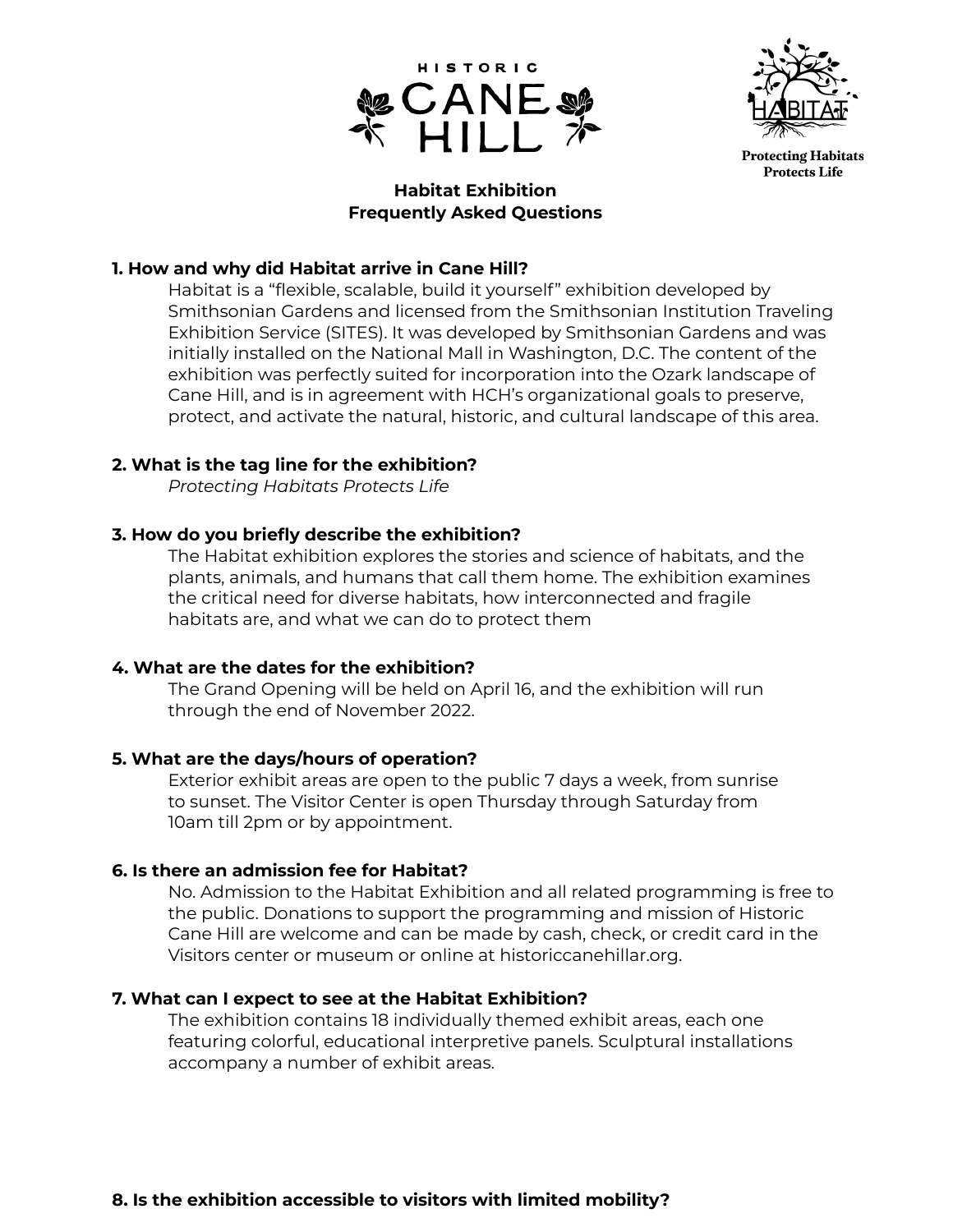HISTORIC CANE HILL

Protecting Habitats Protects Life

## Habitat Exhibition
## Frequently Asked Questions

**1. How and why did Habitat arrive in Cane Hill?**

Habitat is a "flexible, scalable, build it yourself" exhibition developed by Smithsonian Gardens and licensed from the Smithsonian Institution Traveling Exhibition Service (SITES). It was developed by Smithsonian Gardens and was initially installed on the National Mall in Washington, D.C. The content of the exhibition was perfectly suited for incorporation into the Ozark landscape of Cane Hill, and is in agreement with HCH's organizational goals to preserve, protect, and activate the natural, historic, and cultural landscape of this area.

**2. What is the tag line for the exhibition?**

*Protecting Habitats Protects Life*

**3. How do you briefly describe the exhibition?**

The Habitat exhibition explores the stories and science of habitats, and the plants, animals, and humans that call them home. The exhibition examines the critical need for diverse habitats, how interconnected and fragile habitats are, and what we can do to protect them

**4. What are the dates for the exhibition?**

The Grand Opening will be held on April 16, and the exhibition will run through the end of November 2022.

**5. What are the days/hours of operation?**

Exterior exhibit areas are open to the public 7 days a week, from sunrise to sunset. The Visitor Center is open Thursday through Saturday from 10am till 2pm or by appointment.

**6. Is there an admission fee for Habitat?**

No. Admission to the Habitat Exhibition and all related programming is free to the public. Donations to support the programming and mission of Historic Cane Hill are welcome and can be made by cash, check, or credit card in the Visitors center or museum or online at historiccanehillar.org.

**7. What can I expect to see at the Habitat Exhibition?**

The exhibition contains 18 individually themed exhibit areas, each one featuring colorful, educational interpretive panels. Sculptural installations accompany a number of exhibit areas.

**8. Is the exhibition accessible to visitors with limited mobility?**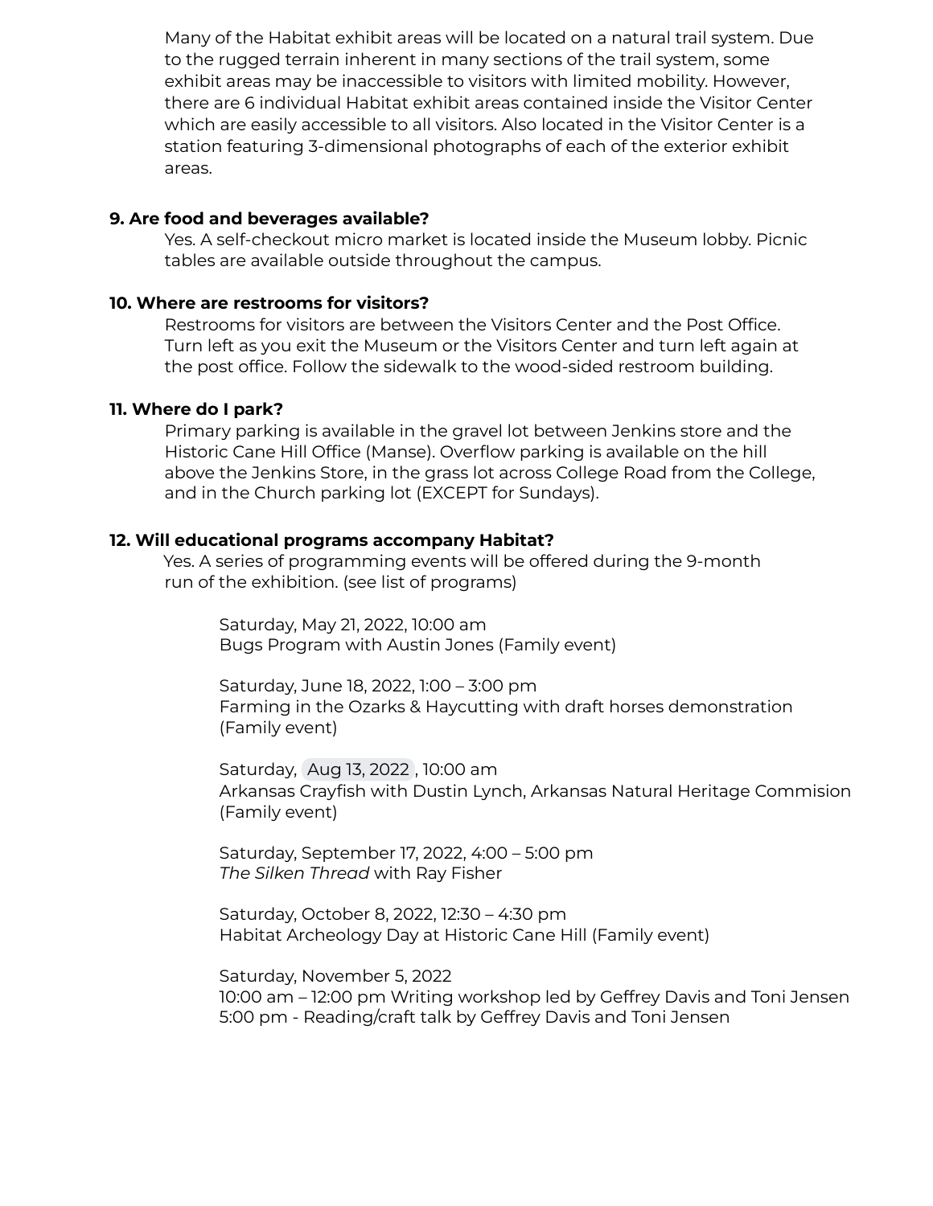Many of the Habitat exhibit areas will be located on a natural trail system. Due to the rugged terrain inherent in many sections of the trail system, some exhibit areas may be inaccessible to visitors with limited mobility. However, there are 6 individual Habitat exhibit areas contained inside the Visitor Center which are easily accessible to all visitors. Also located in the Visitor Center is a station featuring 3-dimensional photographs of each of the exterior exhibit areas.

**9. Are food and beverages available?**

Yes. A self-checkout micro market is located inside the Museum lobby. Picnic tables are available outside throughout the campus.

**10. Where are restrooms for visitors?**

Restrooms for visitors are between the Visitors Center and the Post Office. Turn left as you exit the Museum or the Visitors Center and turn left again at the post office. Follow the sidewalk to the wood-sided restroom building.

**11. Where do I park?**

Primary parking is available in the gravel lot between Jenkins store and the Historic Cane Hill Office (Manse). Overflow parking is available on the hill above the Jenkins Store, in the grass lot across College Road from the College, and in the Church parking lot (EXCEPT for Sundays).

**12. Will educational programs accompany Habitat?**

Yes. A series of programming events will be offered during the 9-month run of the exhibition. (see list of programs)

Saturday, May 21, 2022, 10:00 am
Bugs Program with Austin Jones (Family event)

Saturday, June 18, 2022, 1:00 – 3:00 pm
Farming in the Ozarks & Haycutting with draft horses demonstration (Family event)

Saturday, Aug 13, 2022, 10:00 am
Arkansas Crayfish with Dustin Lynch, Arkansas Natural Heritage Commision (Family event)

Saturday, September 17, 2022, 4:00 – 5:00 pm
*The Silken Thread* with Ray Fisher

Saturday, October 8, 2022, 12:30 – 4:30 pm
Habitat Archeology Day at Historic Cane Hill (Family event)

Saturday, November 5, 2022
10:00 am – 12:00 pm Writing workshop led by Geffrey Davis and Toni Jensen
5:00 pm - Reading/craft talk by Geffrey Davis and Toni Jensen